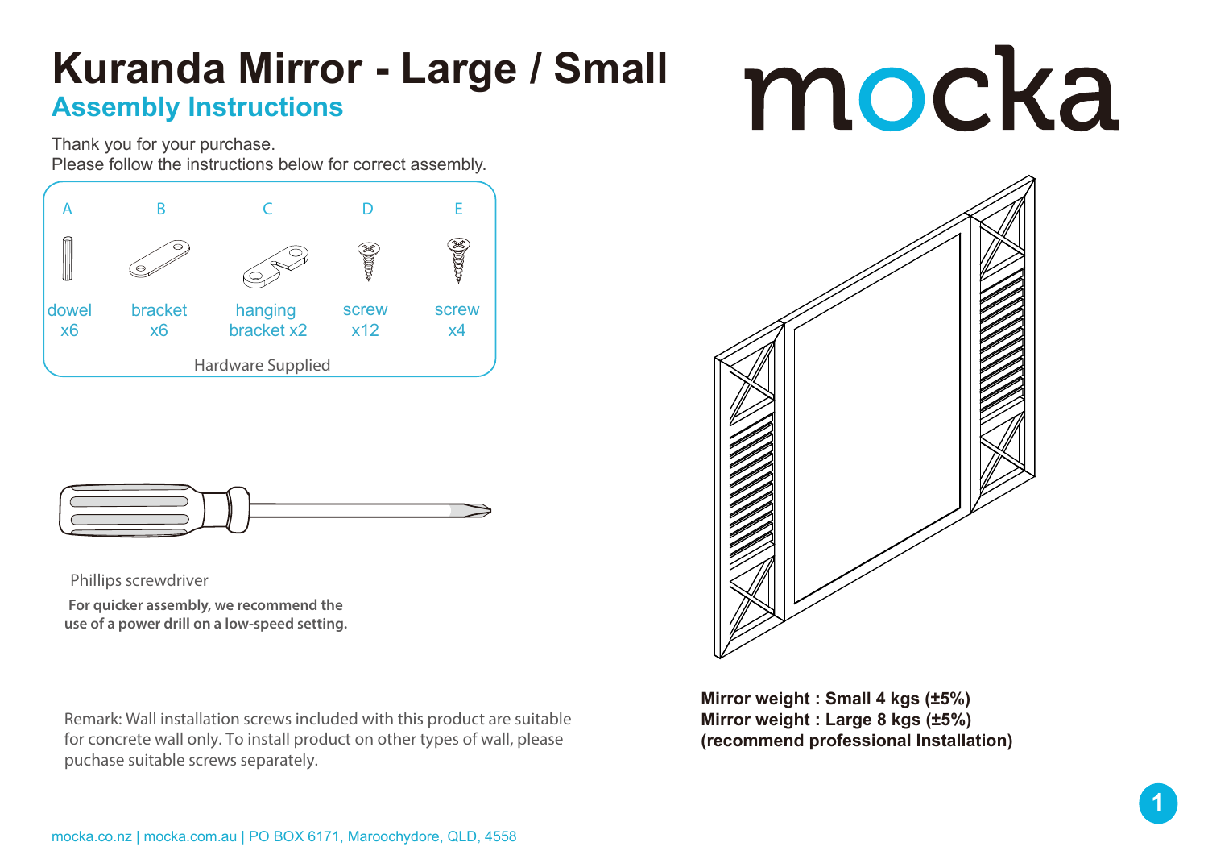# Kuranda Mirror - Large / Small

## Assembly Instructions

mocka

Thank you for your purchase.
Please follow the instructions below for correct assembly.

| A | B | C | D | E |
|---|---|---|---|---|
| dowel x6 | bracket x6 | hanging bracket x2 | screw x12 | screw x4 |

Hardware Supplied

Phillips screwdriver

**For quicker assembly, we recommend the use of a power drill on a low-speed setting.**

Remark: Wall installation screws included with this product are suitable for concrete wall only. To install product on other types of wall, please puchase suitable screws separately.

**Mirror weight : Small 4 kgs (±5%)**
**Mirror weight : Large 8 kgs (±5%)**
**(recommend professional Installation)**

mocka.co.nz | mocka.com.au | PO BOX 6171, Maroochydore, QLD, 4558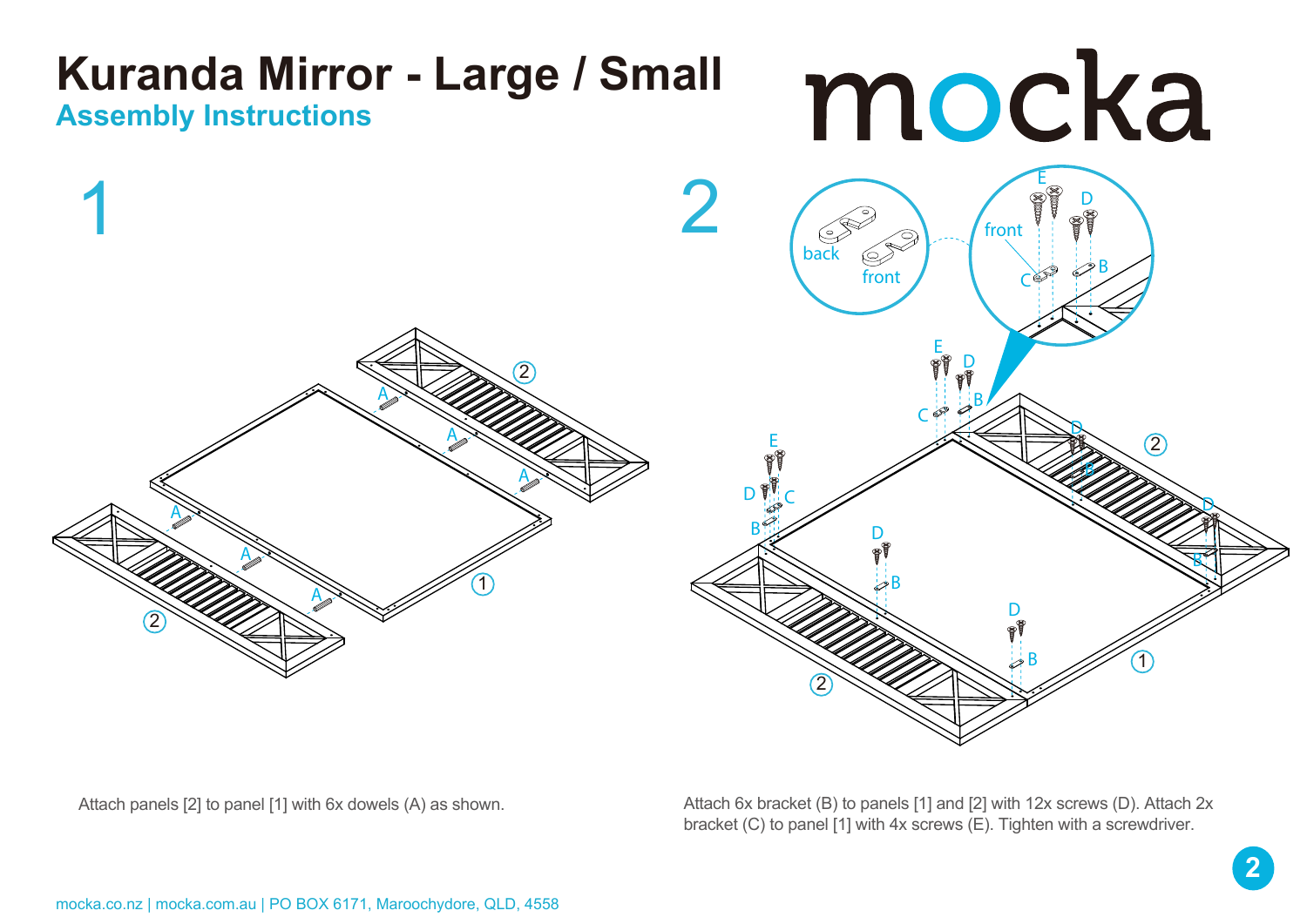# Kuranda Mirror - Large / Small

## Assembly Instructions

mocka

### 1

Attach panels [2] to panel [1] with 6x dowels (A) as shown.

### 2

Attach 6x bracket (B) to panels [1] and [2] with 12x screws (D). Attach 2x bracket (C) to panel [1] with 4x screws (E). Tighten with a screwdriver.

mocka.co.nz | mocka.com.au | PO BOX 6171, Maroochydore, QLD, 4558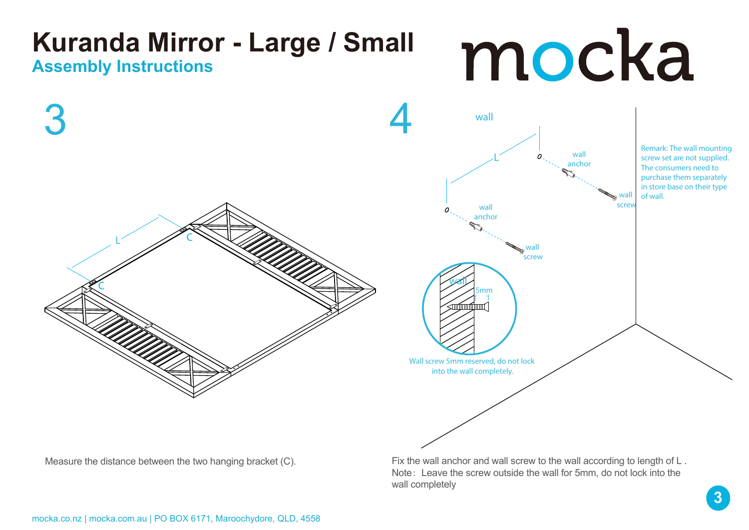# Kuranda Mirror - Large / Small

## Assembly Instructions

mocka

### 3

Measure the distance between the two hanging bracket (C).

### 4

Remark: The wall mounting screw set are not supplied. The consumers need to purchase them separately in store base on their type of wall.

Wall screw 5mm reserved, do not lock into the wall completely.

Fix the wall anchor and wall screw to the wall according to length of L .
Note：Leave the screw outside the wall for 5mm, do not lock into the wall completely

mocka.co.nz | mocka.com.au | PO BOX 6171, Maroochydore, QLD, 4558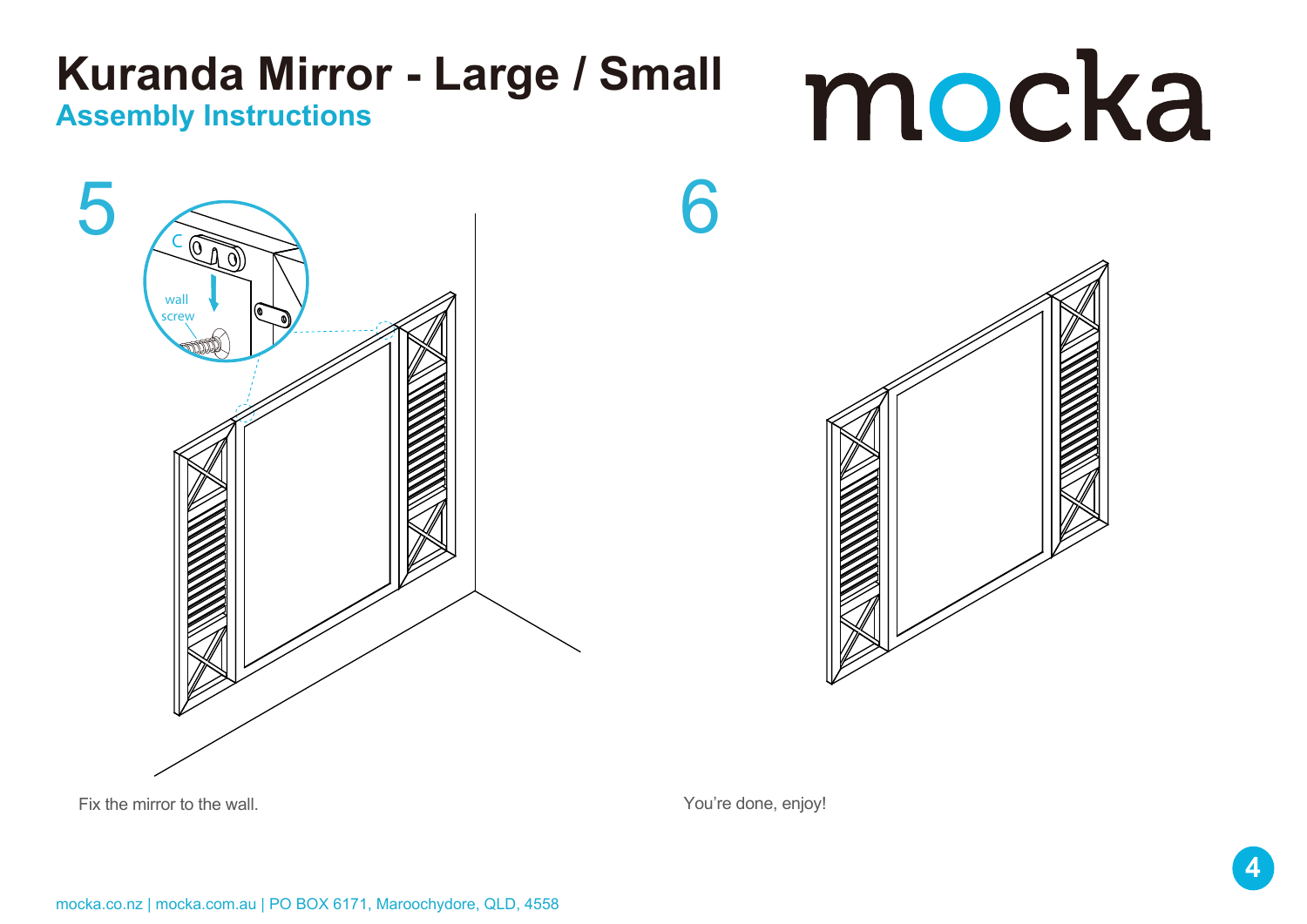# Kuranda Mirror - Large / Small

## Assembly Instructions

mocka

5

C

wall screw

Fix the mirror to the wall.

6

You're done, enjoy!

mocka.co.nz | mocka.com.au | PO BOX 6171, Maroochydore, QLD, 4558